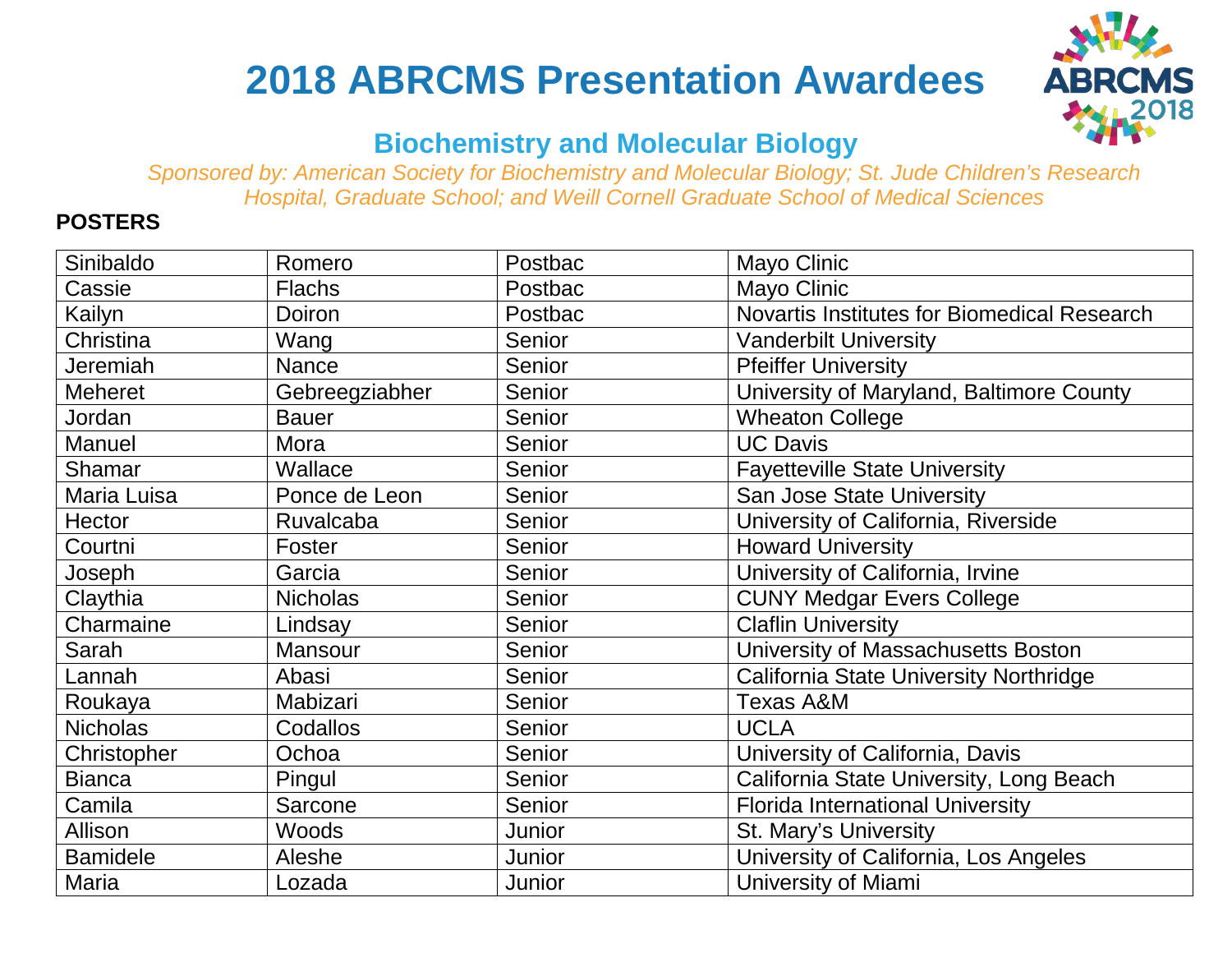# 2018 ABRCMS Presentation Awardees

## Biochemistry and Molecular Biology

*Sponsored by: American Society for Biochemistry and Molecular Biology; St. Jude Children's Research Hospital, Graduate School; and Weill Cornell Graduate School of Medical Sciences*

**POSTERS**

| | | | |
|---|---|---|---|
| Sinibaldo | Romero | Postbac | Mayo Clinic |
| Cassie | Flachs | Postbac | Mayo Clinic |
| Kailyn | Doiron | Postbac | Novartis Institutes for Biomedical Research |
| Christina | Wang | Senior | Vanderbilt University |
| Jeremiah | Nance | Senior | Pfeiffer University |
| Meheret | Gebreegziabher | Senior | University of Maryland, Baltimore County |
| Jordan | Bauer | Senior | Wheaton College |
| Manuel | Mora | Senior | UC Davis |
| Shamar | Wallace | Senior | Fayetteville State University |
| Maria Luisa | Ponce de Leon | Senior | San Jose State University |
| Hector | Ruvalcaba | Senior | University of California, Riverside |
| Courtni | Foster | Senior | Howard University |
| Joseph | Garcia | Senior | University of California, Irvine |
| Claythia | Nicholas | Senior | CUNY Medgar Evers College |
| Charmaine | Lindsay | Senior | Claflin University |
| Sarah | Mansour | Senior | University of Massachusetts Boston |
| Lannah | Abasi | Senior | California State University Northridge |
| Roukaya | Mabizari | Senior | Texas A&M |
| Nicholas | Codallos | Senior | UCLA |
| Christopher | Ochoa | Senior | University of California, Davis |
| Bianca | Pingul | Senior | California State University, Long Beach |
| Camila | Sarcone | Senior | Florida International University |
| Allison | Woods | Junior | St. Mary's University |
| Bamidele | Aleshe | Junior | University of California, Los Angeles |
| Maria | Lozada | Junior | University of Miami |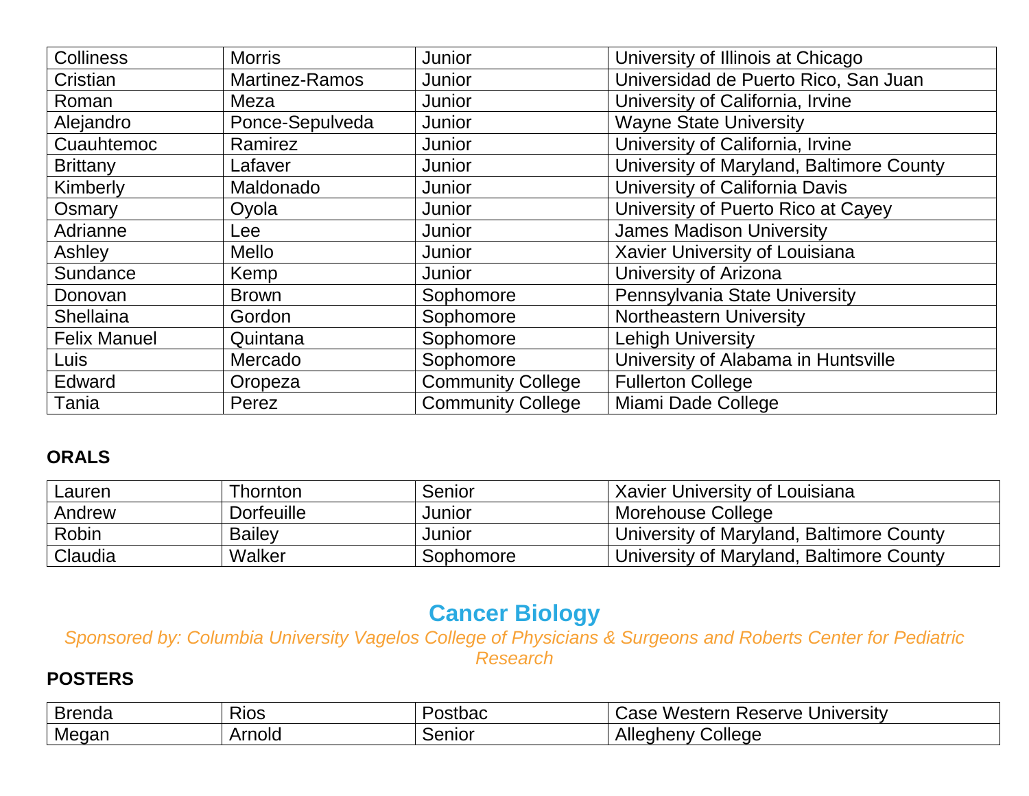| | | | |
|---|---|---|---|
| Colliness | Morris | Junior | University of Illinois at Chicago |
| Cristian | Martinez-Ramos | Junior | Universidad de Puerto Rico, San Juan |
| Roman | Meza | Junior | University of California, Irvine |
| Alejandro | Ponce-Sepulveda | Junior | Wayne State University |
| Cuauhtemoc | Ramirez | Junior | University of California, Irvine |
| Brittany | Lafaver | Junior | University of Maryland, Baltimore County |
| Kimberly | Maldonado | Junior | University of California Davis |
| Osmary | Oyola | Junior | University of Puerto Rico at Cayey |
| Adrianne | Lee | Junior | James Madison University |
| Ashley | Mello | Junior | Xavier University of Louisiana |
| Sundance | Kemp | Junior | University of Arizona |
| Donovan | Brown | Sophomore | Pennsylvania State University |
| Shellaina | Gordon | Sophomore | Northeastern University |
| Felix Manuel | Quintana | Sophomore | Lehigh University |
| Luis | Mercado | Sophomore | University of Alabama in Huntsville |
| Edward | Oropeza | Community College | Fullerton College |
| Tania | Perez | Community College | Miami Dade College |

**ORALS**

| | | | |
|---|---|---|---|
| Lauren | Thornton | Senior | Xavier University of Louisiana |
| Andrew | Dorfeuille | Junior | Morehouse College |
| Robin | Bailey | Junior | University of Maryland, Baltimore County |
| Claudia | Walker | Sophomore | University of Maryland, Baltimore County |

## Cancer Biology

*Sponsored by: Columbia University Vagelos College of Physicians & Surgeons and Roberts Center for Pediatric Research*

**POSTERS**

| | | | |
|---|---|---|---|
| Brenda | Rios | Postbac | Case Western Reserve University |
| Megan | Arnold | Senior | Allegheny College |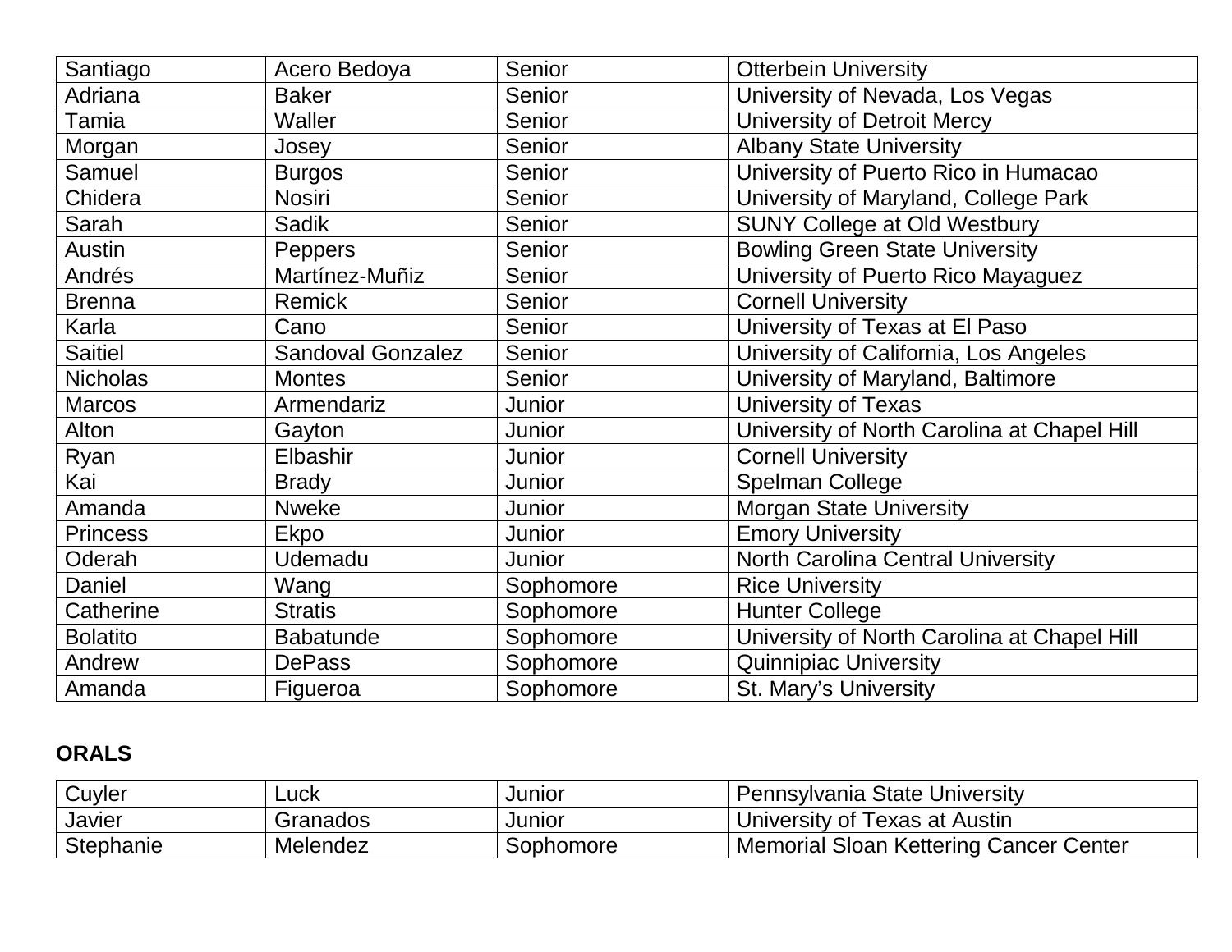| Santiago | Acero Bedoya | Senior | Otterbein University |
|---|---|---|---|
| Adriana | Baker | Senior | University of Nevada, Los Vegas |
| Tamia | Waller | Senior | University of Detroit Mercy |
| Morgan | Josey | Senior | Albany State University |
| Samuel | Burgos | Senior | University of Puerto Rico in Humacao |
| Chidera | Nosiri | Senior | University of Maryland, College Park |
| Sarah | Sadik | Senior | SUNY College at Old Westbury |
| Austin | Peppers | Senior | Bowling Green State University |
| Andrés | Martínez-Muñiz | Senior | University of Puerto Rico Mayaguez |
| Brenna | Remick | Senior | Cornell University |
| Karla | Cano | Senior | University of Texas at El Paso |
| Saitiel | Sandoval Gonzalez | Senior | University of California, Los Angeles |
| Nicholas | Montes | Senior | University of Maryland, Baltimore |
| Marcos | Armendariz | Junior | University of Texas |
| Alton | Gayton | Junior | University of North Carolina at Chapel Hill |
| Ryan | Elbashir | Junior | Cornell University |
| Kai | Brady | Junior | Spelman College |
| Amanda | Nweke | Junior | Morgan State University |
| Princess | Ekpo | Junior | Emory University |
| Oderah | Udemadu | Junior | North Carolina Central University |
| Daniel | Wang | Sophomore | Rice University |
| Catherine | Stratis | Sophomore | Hunter College |
| Bolatito | Babatunde | Sophomore | University of North Carolina at Chapel Hill |
| Andrew | DePass | Sophomore | Quinnipiac University |
| Amanda | Figueroa | Sophomore | St. Mary's University |

**ORALS**

| Cuyler | Luck | Junior | Pennsylvania State University |
|---|---|---|---|
| Javier | Granados | Junior | University of Texas at Austin |
| Stephanie | Melendez | Sophomore | Memorial Sloan Kettering Cancer Center |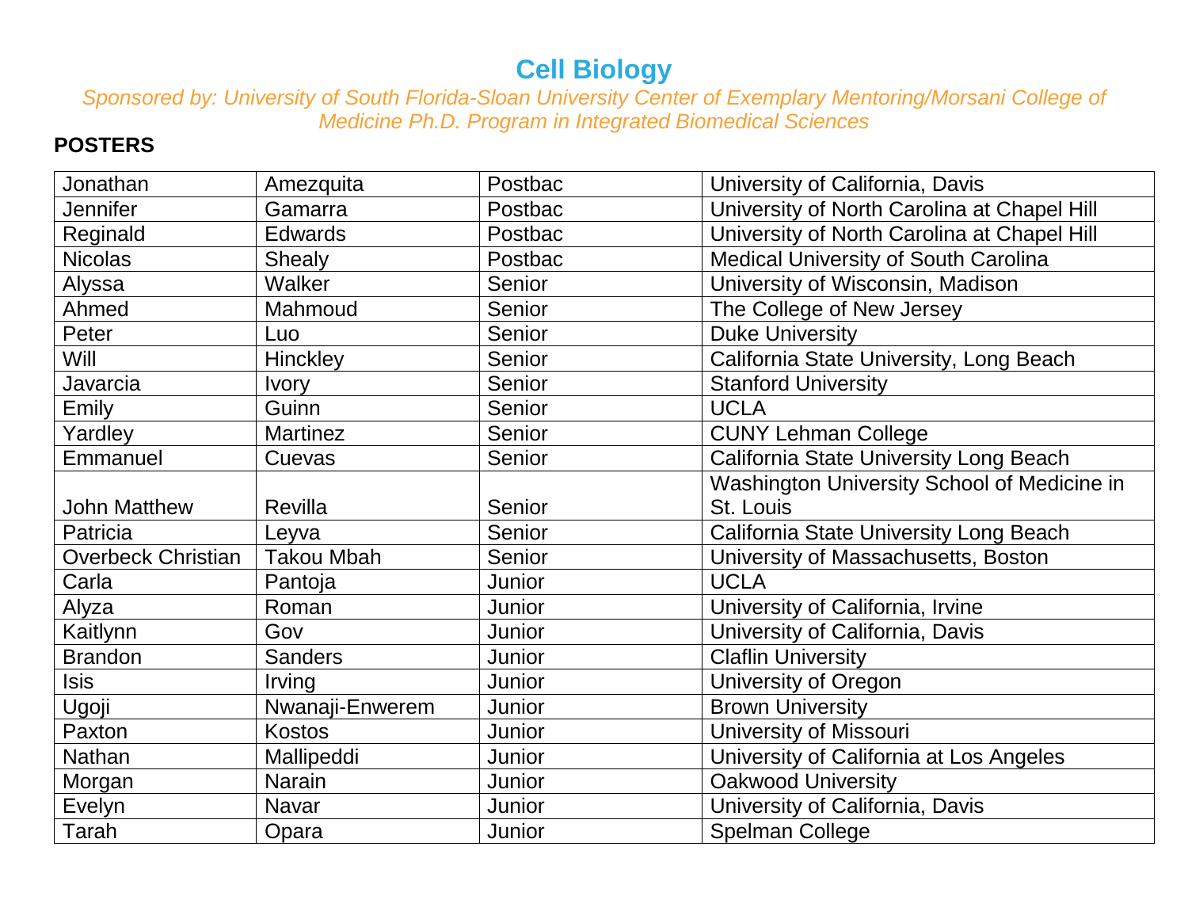# Cell Biology

*Sponsored by: University of South Florida-Sloan University Center of Exemplary Mentoring/Morsani College of Medicine Ph.D. Program in Integrated Biomedical Sciences*

**POSTERS**

| | | | |
|---|---|---|---|
| Jonathan | Amezquita | Postbac | University of California, Davis |
| Jennifer | Gamarra | Postbac | University of North Carolina at Chapel Hill |
| Reginald | Edwards | Postbac | University of North Carolina at Chapel Hill |
| Nicolas | Shealy | Postbac | Medical University of South Carolina |
| Alyssa | Walker | Senior | University of Wisconsin, Madison |
| Ahmed | Mahmoud | Senior | The College of New Jersey |
| Peter | Luo | Senior | Duke University |
| Will | Hinckley | Senior | California State University, Long Beach |
| Javarcia | Ivory | Senior | Stanford University |
| Emily | Guinn | Senior | UCLA |
| Yardley | Martinez | Senior | CUNY Lehman College |
| Emmanuel | Cuevas | Senior | California State University Long Beach |
| John Matthew | Revilla | Senior | Washington University School of Medicine in St. Louis |
| Patricia | Leyva | Senior | California State University Long Beach |
| Overbeck Christian | Takou Mbah | Senior | University of Massachusetts, Boston |
| Carla | Pantoja | Junior | UCLA |
| Alyza | Roman | Junior | University of California, Irvine |
| Kaitlynn | Gov | Junior | University of California, Davis |
| Brandon | Sanders | Junior | Claflin University |
| Isis | Irving | Junior | University of Oregon |
| Ugoji | Nwanaji-Enwerem | Junior | Brown University |
| Paxton | Kostos | Junior | University of Missouri |
| Nathan | Mallipeddi | Junior | University of California at Los Angeles |
| Morgan | Narain | Junior | Oakwood University |
| Evelyn | Navar | Junior | University of California, Davis |
| Tarah | Opara | Junior | Spelman College |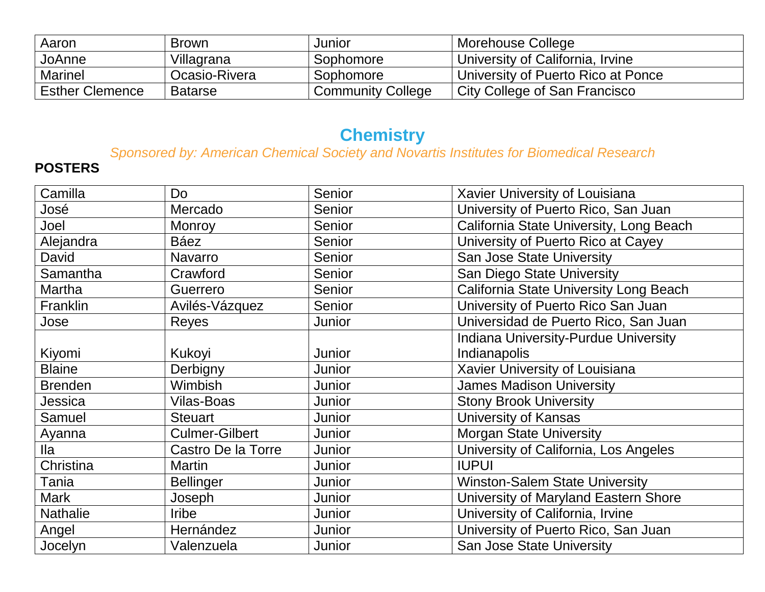| Aaron | Brown | Junior | Morehouse College |
|---|---|---|---|
| JoAnne | Villagrana | Sophomore | University of California, Irvine |
| Marinel | Ocasio-Rivera | Sophomore | University of Puerto Rico at Ponce |
| Esther Clemence | Batarse | Community College | City College of San Francisco |

## Chemistry

*Sponsored by: American Chemical Society and Novartis Institutes for Biomedical Research*

**POSTERS**

| Camilla | Do | Senior | Xavier University of Louisiana |
|---|---|---|---|
| José | Mercado | Senior | University of Puerto Rico, San Juan |
| Joel | Monroy | Senior | California State University, Long Beach |
| Alejandra | Báez | Senior | University of Puerto Rico at Cayey |
| David | Navarro | Senior | San Jose State University |
| Samantha | Crawford | Senior | San Diego State University |
| Martha | Guerrero | Senior | California State University Long Beach |
| Franklin | Avilés-Vázquez | Senior | University of Puerto Rico San Juan |
| Jose | Reyes | Junior | Universidad de Puerto Rico, San Juan |
| Kiyomi | Kukoyi | Junior | Indiana University-Purdue University Indianapolis |
| Blaine | Derbigny | Junior | Xavier University of Louisiana |
| Brenden | Wimbish | Junior | James Madison University |
| Jessica | Vilas-Boas | Junior | Stony Brook University |
| Samuel | Steuart | Junior | University of Kansas |
| Ayanna | Culmer-Gilbert | Junior | Morgan State University |
| Ila | Castro De la Torre | Junior | University of California, Los Angeles |
| Christina | Martin | Junior | IUPUI |
| Tania | Bellinger | Junior | Winston-Salem State University |
| Mark | Joseph | Junior | University of Maryland Eastern Shore |
| Nathalie | Iribe | Junior | University of California, Irvine |
| Angel | Hernández | Junior | University of Puerto Rico, San Juan |
| Jocelyn | Valenzuela | Junior | San Jose State University |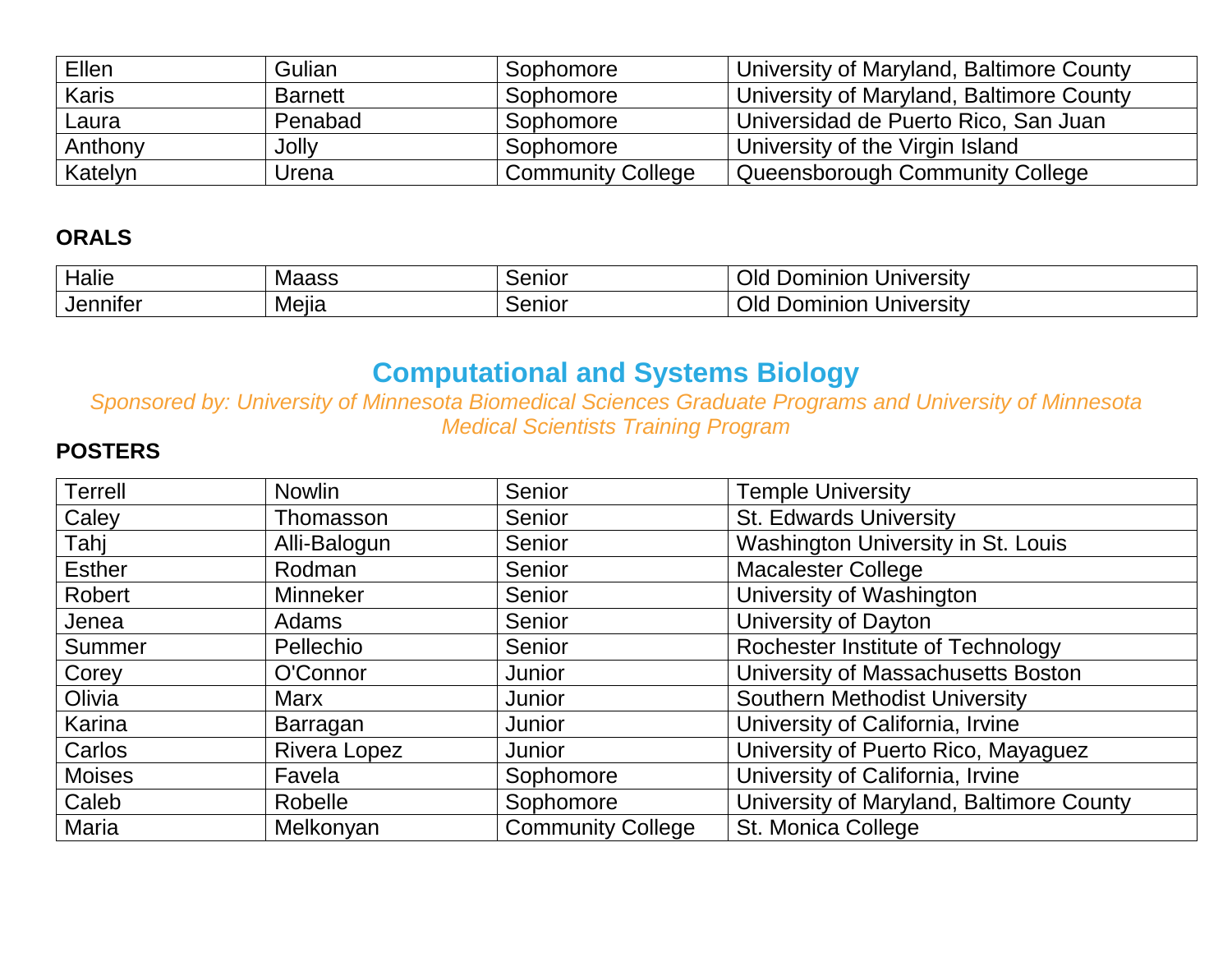| Ellen | Gulian | Sophomore | University of Maryland, Baltimore County |
|---|---|---|---|
| Karis | Barnett | Sophomore | University of Maryland, Baltimore County |
| Laura | Penabad | Sophomore | Universidad de Puerto Rico, San Juan |
| Anthony | Jolly | Sophomore | University of the Virgin Island |
| Katelyn | Urena | Community College | Queensborough Community College |

**ORALS**

| Halie | Maass | Senior | Old Dominion University |
|---|---|---|---|
| Jennifer | Mejia | Senior | Old Dominion University |

## Computational and Systems Biology

*Sponsored by: University of Minnesota Biomedical Sciences Graduate Programs and University of Minnesota Medical Scientists Training Program*

**POSTERS**

| Terrell | Nowlin | Senior | Temple University |
|---|---|---|---|
| Caley | Thomasson | Senior | St. Edwards University |
| Tahj | Alli-Balogun | Senior | Washington University in St. Louis |
| Esther | Rodman | Senior | Macalester College |
| Robert | Minneker | Senior | University of Washington |
| Jenea | Adams | Senior | University of Dayton |
| Summer | Pellechio | Senior | Rochester Institute of Technology |
| Corey | O'Connor | Junior | University of Massachusetts Boston |
| Olivia | Marx | Junior | Southern Methodist University |
| Karina | Barragan | Junior | University of California, Irvine |
| Carlos | Rivera Lopez | Junior | University of Puerto Rico, Mayaguez |
| Moises | Favela | Sophomore | University of California, Irvine |
| Caleb | Robelle | Sophomore | University of Maryland, Baltimore County |
| Maria | Melkonyan | Community College | St. Monica College |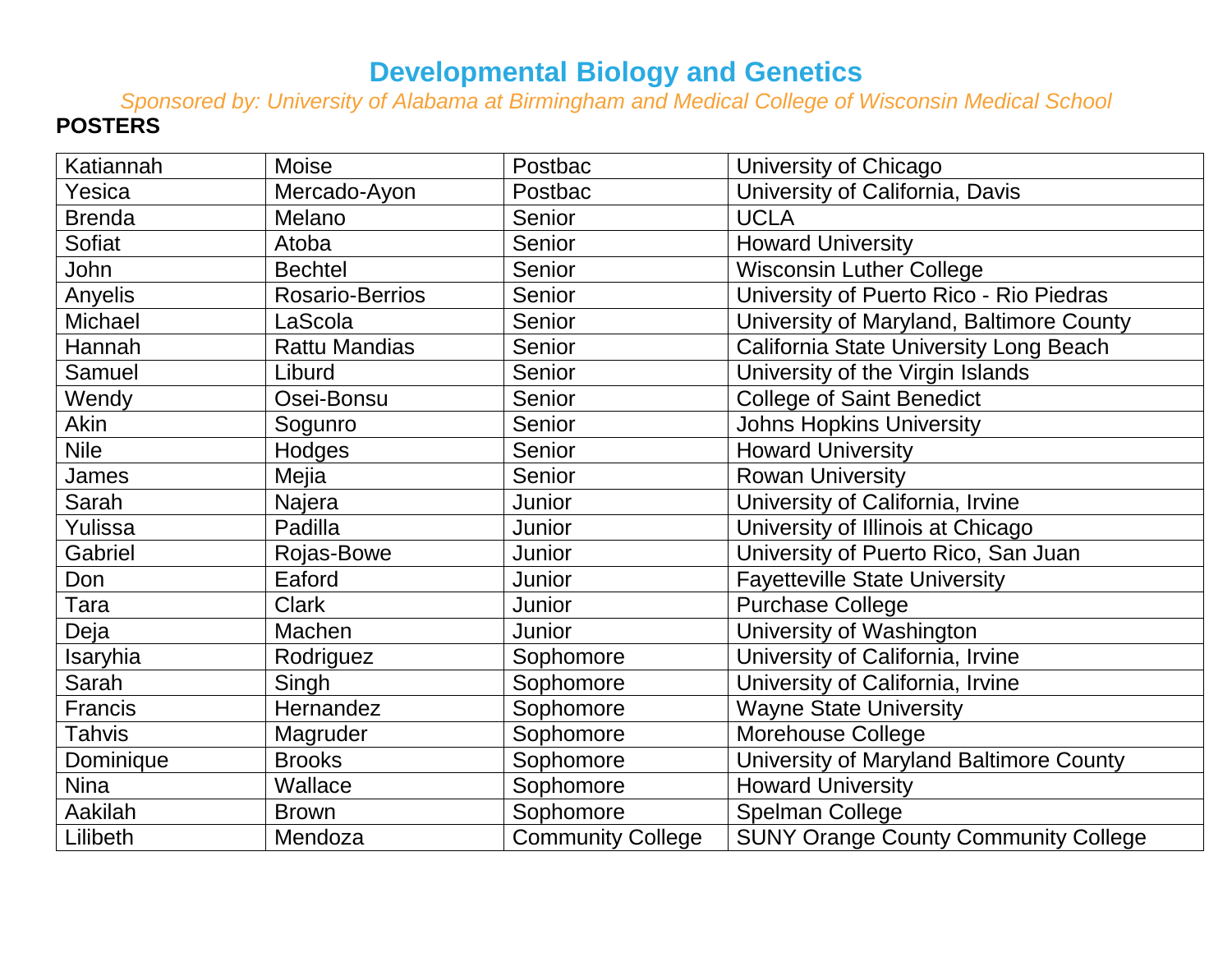# Developmental Biology and Genetics

*Sponsored by: University of Alabama at Birmingham and Medical College of Wisconsin Medical School*

**POSTERS**

| | | | |
|---|---|---|---|
| Katiannah | Moise | Postbac | University of Chicago |
| Yesica | Mercado-Ayon | Postbac | University of California, Davis |
| Brenda | Melano | Senior | UCLA |
| Sofiat | Atoba | Senior | Howard University |
| John | Bechtel | Senior | Wisconsin Luther College |
| Anyelis | Rosario-Berrios | Senior | University of Puerto Rico - Rio Piedras |
| Michael | LaScola | Senior | University of Maryland, Baltimore County |
| Hannah | Rattu Mandias | Senior | California State University Long Beach |
| Samuel | Liburd | Senior | University of the Virgin Islands |
| Wendy | Osei-Bonsu | Senior | College of Saint Benedict |
| Akin | Sogunro | Senior | Johns Hopkins University |
| Nile | Hodges | Senior | Howard University |
| James | Mejia | Senior | Rowan University |
| Sarah | Najera | Junior | University of California, Irvine |
| Yulissa | Padilla | Junior | University of Illinois at Chicago |
| Gabriel | Rojas-Bowe | Junior | University of Puerto Rico, San Juan |
| Don | Eaford | Junior | Fayetteville State University |
| Tara | Clark | Junior | Purchase College |
| Deja | Machen | Junior | University of Washington |
| Isaryhia | Rodriguez | Sophomore | University of California, Irvine |
| Sarah | Singh | Sophomore | University of California, Irvine |
| Francis | Hernandez | Sophomore | Wayne State University |
| Tahvis | Magruder | Sophomore | Morehouse College |
| Dominique | Brooks | Sophomore | University of Maryland Baltimore County |
| Nina | Wallace | Sophomore | Howard University |
| Aakilah | Brown | Sophomore | Spelman College |
| Lilibeth | Mendoza | Community College | SUNY Orange County Community College |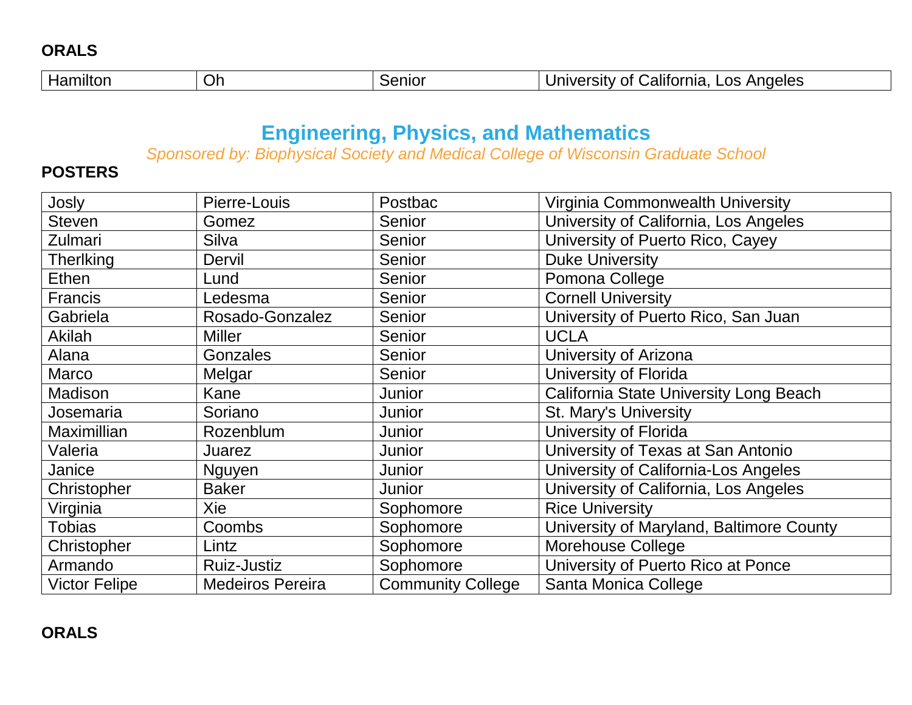**ORALS**

| Hamilton | Oh | Senior | University of California, Los Angeles |
|---|---|---|---|

## Engineering, Physics, and Mathematics

*Sponsored by: Biophysical Society and Medical College of Wisconsin Graduate School*

**POSTERS**

| Josly | Pierre-Louis | Postbac | Virginia Commonwealth University |
|---|---|---|---|
| Steven | Gomez | Senior | University of California, Los Angeles |
| Zulmari | Silva | Senior | University of Puerto Rico, Cayey |
| Therlking | Dervil | Senior | Duke University |
| Ethen | Lund | Senior | Pomona College |
| Francis | Ledesma | Senior | Cornell University |
| Gabriela | Rosado-Gonzalez | Senior | University of Puerto Rico, San Juan |
| Akilah | Miller | Senior | UCLA |
| Alana | Gonzales | Senior | University of Arizona |
| Marco | Melgar | Senior | University of Florida |
| Madison | Kane | Junior | California State University Long Beach |
| Josemaria | Soriano | Junior | St. Mary's University |
| Maximillian | Rozenblum | Junior | University of Florida |
| Valeria | Juarez | Junior | University of Texas at San Antonio |
| Janice | Nguyen | Junior | University of California-Los Angeles |
| Christopher | Baker | Junior | University of California, Los Angeles |
| Virginia | Xie | Sophomore | Rice University |
| Tobias | Coombs | Sophomore | University of Maryland, Baltimore County |
| Christopher | Lintz | Sophomore | Morehouse College |
| Armando | Ruiz-Justiz | Sophomore | University of Puerto Rico at Ponce |
| Victor Felipe | Medeiros Pereira | Community College | Santa Monica College |

**ORALS**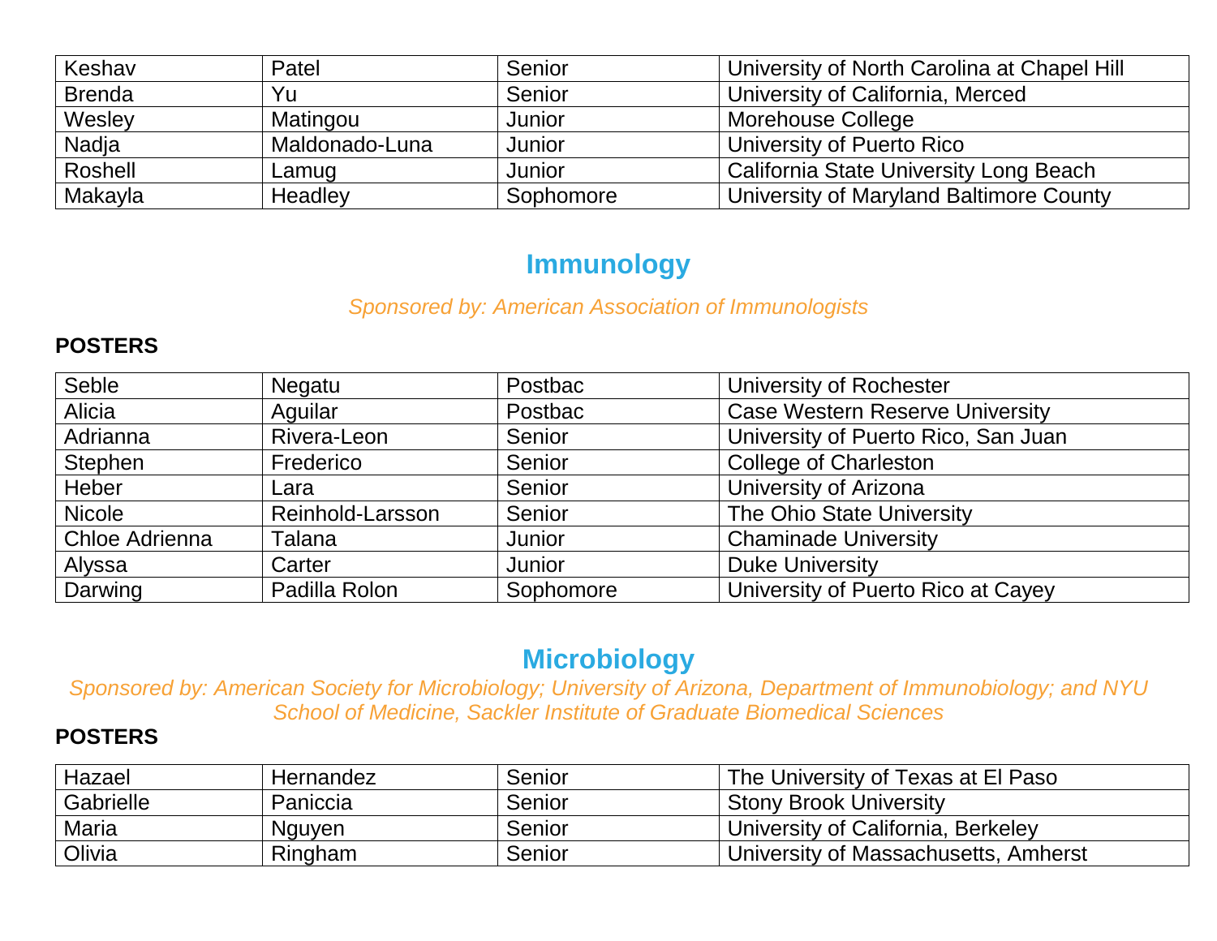| | | | |
|---|---|---|---|
| Keshav | Patel | Senior | University of North Carolina at Chapel Hill |
| Brenda | Yu | Senior | University of California, Merced |
| Wesley | Matingou | Junior | Morehouse College |
| Nadja | Maldonado-Luna | Junior | University of Puerto Rico |
| Roshell | Lamug | Junior | California State University Long Beach |
| Makayla | Headley | Sophomore | University of Maryland Baltimore County |

## Immunology

*Sponsored by: American Association of Immunologists*

**POSTERS**

| | | | |
|---|---|---|---|
| Seble | Negatu | Postbac | University of Rochester |
| Alicia | Aguilar | Postbac | Case Western Reserve University |
| Adrianna | Rivera-Leon | Senior | University of Puerto Rico, San Juan |
| Stephen | Frederico | Senior | College of Charleston |
| Heber | Lara | Senior | University of Arizona |
| Nicole | Reinhold-Larsson | Senior | The Ohio State University |
| Chloe Adrienna | Talana | Junior | Chaminade University |
| Alyssa | Carter | Junior | Duke University |
| Darwing | Padilla Rolon | Sophomore | University of Puerto Rico at Cayey |

## Microbiology

*Sponsored by: American Society for Microbiology; University of Arizona, Department of Immunobiology; and NYU School of Medicine, Sackler Institute of Graduate Biomedical Sciences*

**POSTERS**

| | | | |
|---|---|---|---|
| Hazael | Hernandez | Senior | The University of Texas at El Paso |
| Gabrielle | Paniccia | Senior | Stony Brook University |
| Maria | Nguyen | Senior | University of California, Berkeley |
| Olivia | Ringham | Senior | University of Massachusetts, Amherst |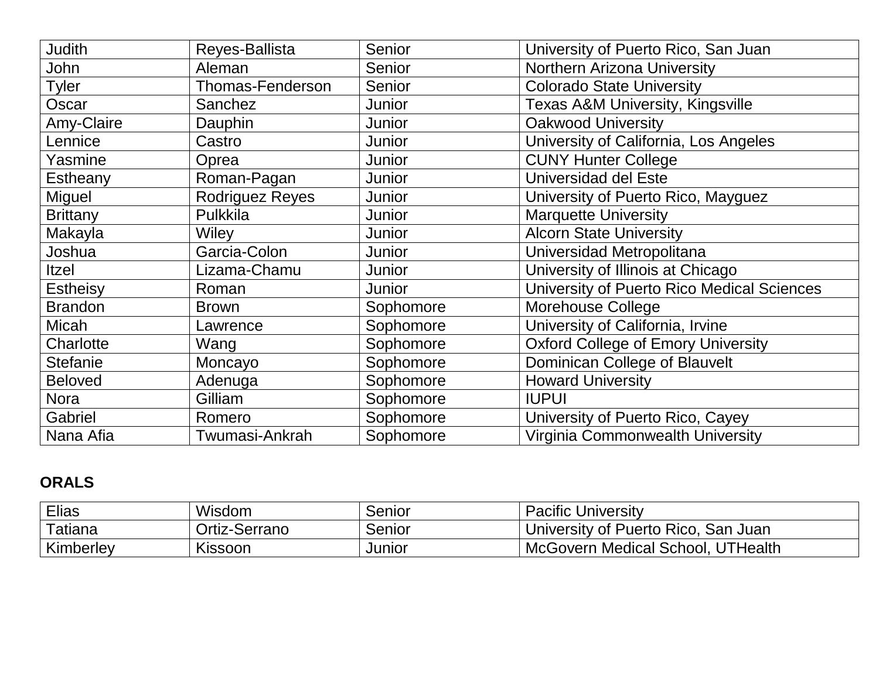| | | | |
|---|---|---|---|
| Judith | Reyes-Ballista | Senior | University of Puerto Rico, San Juan |
| John | Aleman | Senior | Northern Arizona University |
| Tyler | Thomas-Fenderson | Senior | Colorado State University |
| Oscar | Sanchez | Junior | Texas A&M University, Kingsville |
| Amy-Claire | Dauphin | Junior | Oakwood University |
| Lennice | Castro | Junior | University of California, Los Angeles |
| Yasmine | Oprea | Junior | CUNY Hunter College |
| Estheany | Roman-Pagan | Junior | Universidad del Este |
| Miguel | Rodriguez Reyes | Junior | University of Puerto Rico, Mayguez |
| Brittany | Pulkkila | Junior | Marquette University |
| Makayla | Wiley | Junior | Alcorn State University |
| Joshua | Garcia-Colon | Junior | Universidad Metropolitana |
| Itzel | Lizama-Chamu | Junior | University of Illinois at Chicago |
| Estheisy | Roman | Junior | University of Puerto Rico Medical Sciences |
| Brandon | Brown | Sophomore | Morehouse College |
| Micah | Lawrence | Sophomore | University of California, Irvine |
| Charlotte | Wang | Sophomore | Oxford College of Emory University |
| Stefanie | Moncayo | Sophomore | Dominican College of Blauvelt |
| Beloved | Adenuga | Sophomore | Howard University |
| Nora | Gilliam | Sophomore | IUPUI |
| Gabriel | Romero | Sophomore | University of Puerto Rico, Cayey |
| Nana Afia | Twumasi-Ankrah | Sophomore | Virginia Commonwealth University |

**ORALS**

| | | | |
|---|---|---|---|
| Elias | Wisdom | Senior | Pacific University |
| Tatiana | Ortiz-Serrano | Senior | University of Puerto Rico, San Juan |
| Kimberley | Kissoon | Junior | McGovern Medical School, UTHealth |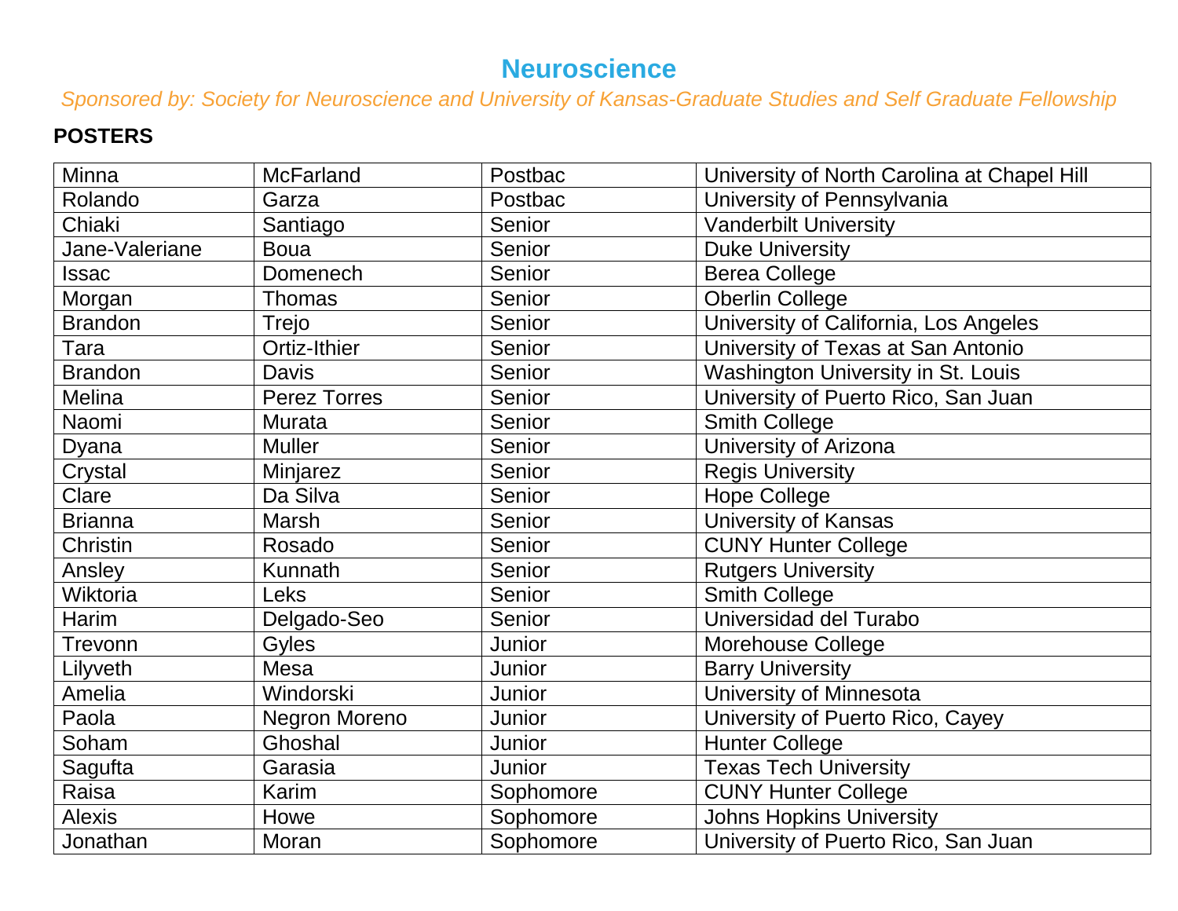# Neuroscience

*Sponsored by: Society for Neuroscience and University of Kansas-Graduate Studies and Self Graduate Fellowship*

**POSTERS**

| | | | |
|---|---|---|---|
| Minna | McFarland | Postbac | University of North Carolina at Chapel Hill |
| Rolando | Garza | Postbac | University of Pennsylvania |
| Chiaki | Santiago | Senior | Vanderbilt University |
| Jane-Valeriane | Boua | Senior | Duke University |
| Issac | Domenech | Senior | Berea College |
| Morgan | Thomas | Senior | Oberlin College |
| Brandon | Trejo | Senior | University of California, Los Angeles |
| Tara | Ortiz-Ithier | Senior | University of Texas at San Antonio |
| Brandon | Davis | Senior | Washington University in St. Louis |
| Melina | Perez Torres | Senior | University of Puerto Rico, San Juan |
| Naomi | Murata | Senior | Smith College |
| Dyana | Muller | Senior | University of Arizona |
| Crystal | Minjarez | Senior | Regis University |
| Clare | Da Silva | Senior | Hope College |
| Brianna | Marsh | Senior | University of Kansas |
| Christin | Rosado | Senior | CUNY Hunter College |
| Ansley | Kunnath | Senior | Rutgers University |
| Wiktoria | Leks | Senior | Smith College |
| Harim | Delgado-Seo | Senior | Universidad del Turabo |
| Trevonn | Gyles | Junior | Morehouse College |
| Lilyveth | Mesa | Junior | Barry University |
| Amelia | Windorski | Junior | University of Minnesota |
| Paola | Negron Moreno | Junior | University of Puerto Rico, Cayey |
| Soham | Ghoshal | Junior | Hunter College |
| Sagufta | Garasia | Junior | Texas Tech University |
| Raisa | Karim | Sophomore | CUNY Hunter College |
| Alexis | Howe | Sophomore | Johns Hopkins University |
| Jonathan | Moran | Sophomore | University of Puerto Rico, San Juan |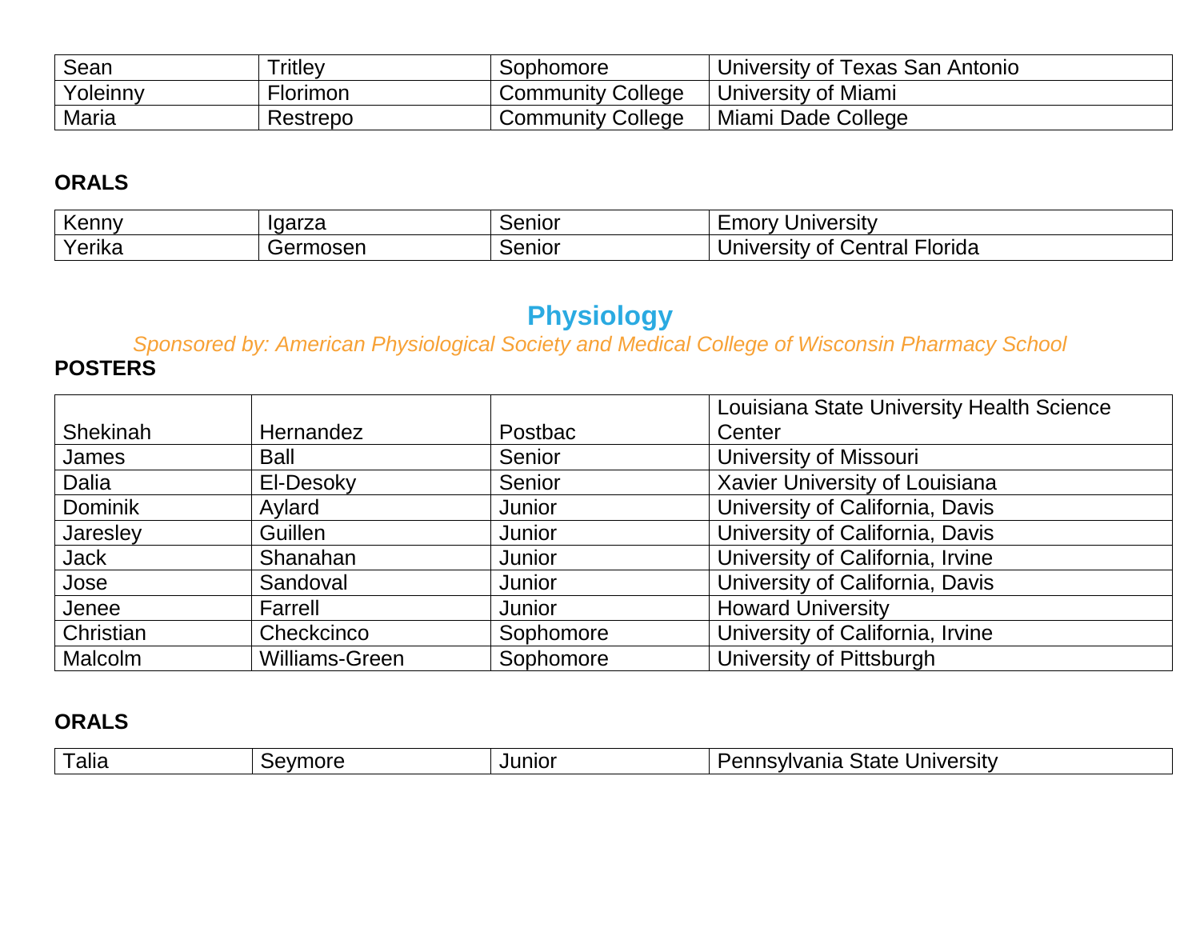| Sean | Tritley | Sophomore | University of Texas San Antonio |
|---|---|---|---|
| Yoleinny | Florimon | Community College | University of Miami |
| Maria | Restrepo | Community College | Miami Dade College |

**ORALS**

| Kenny | Igarza | Senior | Emory University |
|---|---|---|---|
| Yerika | Germosen | Senior | University of Central Florida |

## Physiology

*Sponsored by: American Physiological Society and Medical College of Wisconsin Pharmacy School*

**POSTERS**

| Shekinah | Hernandez | Postbac | Louisiana State University Health Science Center |
|---|---|---|---|
| James | Ball | Senior | University of Missouri |
| Dalia | El-Desoky | Senior | Xavier University of Louisiana |
| Dominik | Aylard | Junior | University of California, Davis |
| Jaresley | Guillen | Junior | University of California, Davis |
| Jack | Shanahan | Junior | University of California, Irvine |
| Jose | Sandoval | Junior | University of California, Davis |
| Jenee | Farrell | Junior | Howard University |
| Christian | Checkcinco | Sophomore | University of California, Irvine |
| Malcolm | Williams-Green | Sophomore | University of Pittsburgh |

**ORALS**

| Talia | Seymore | Junior | Pennsylvania State University |
|---|---|---|---|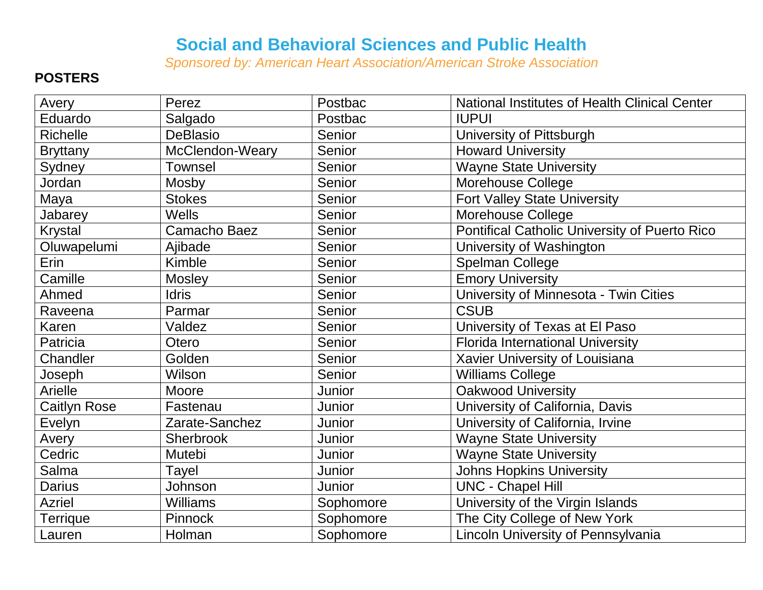# Social and Behavioral Sciences and Public Health

*Sponsored by: American Heart Association/American Stroke Association*

**POSTERS**

| | | | |
|---|---|---|---|
| Avery | Perez | Postbac | National Institutes of Health Clinical Center |
| Eduardo | Salgado | Postbac | IUPUI |
| Richelle | DeBlasio | Senior | University of Pittsburgh |
| Bryttany | McClendon-Weary | Senior | Howard University |
| Sydney | Townsel | Senior | Wayne State University |
| Jordan | Mosby | Senior | Morehouse College |
| Maya | Stokes | Senior | Fort Valley State University |
| Jabarey | Wells | Senior | Morehouse College |
| Krystal | Camacho Baez | Senior | Pontifical Catholic University of Puerto Rico |
| Oluwapelumi | Ajibade | Senior | University of Washington |
| Erin | Kimble | Senior | Spelman College |
| Camille | Mosley | Senior | Emory University |
| Ahmed | Idris | Senior | University of Minnesota - Twin Cities |
| Raveena | Parmar | Senior | CSUB |
| Karen | Valdez | Senior | University of Texas at El Paso |
| Patricia | Otero | Senior | Florida International University |
| Chandler | Golden | Senior | Xavier University of Louisiana |
| Joseph | Wilson | Senior | Williams College |
| Arielle | Moore | Junior | Oakwood University |
| Caitlyn Rose | Fastenau | Junior | University of California, Davis |
| Evelyn | Zarate-Sanchez | Junior | University of California, Irvine |
| Avery | Sherbrook | Junior | Wayne State University |
| Cedric | Mutebi | Junior | Wayne State University |
| Salma | Tayel | Junior | Johns Hopkins University |
| Darius | Johnson | Junior | UNC - Chapel Hill |
| Azriel | Williams | Sophomore | University of the Virgin Islands |
| Terrique | Pinnock | Sophomore | The City College of New York |
| Lauren | Holman | Sophomore | Lincoln University of Pennsylvania |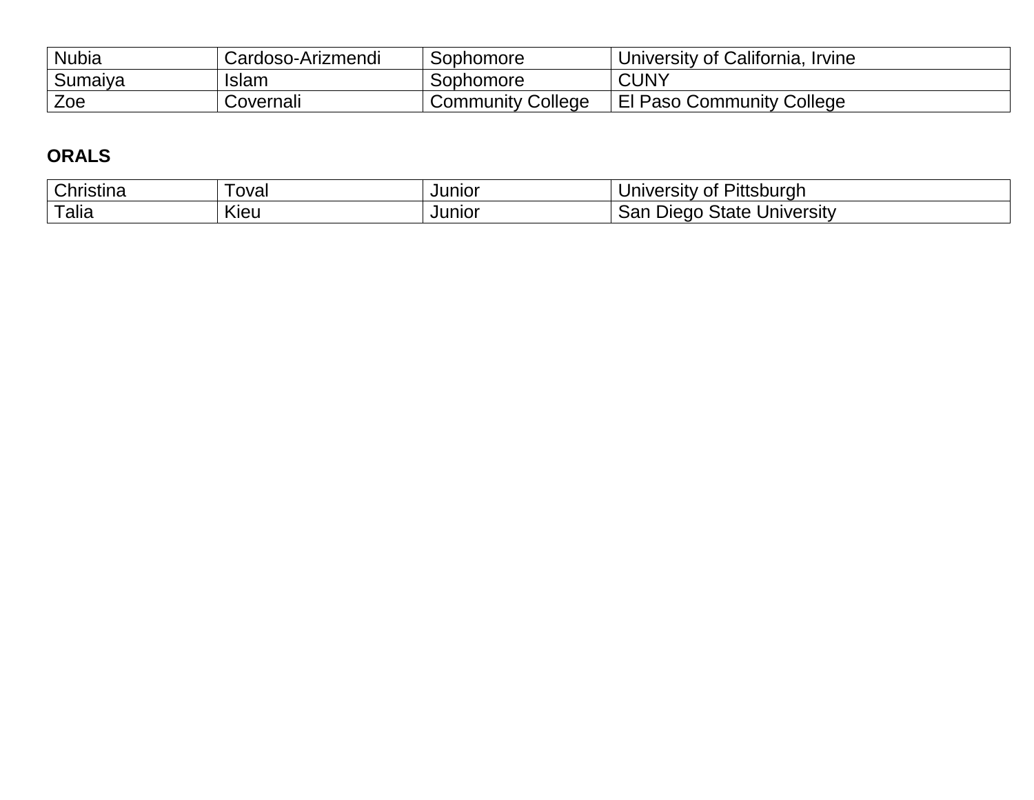| | | | |
|---|---|---|---|
| Nubia | Cardoso-Arizmendi | Sophomore | University of California, Irvine |
| Sumaiya | Islam | Sophomore | CUNY |
| Zoe | Covernali | Community College | El Paso Community College |

**ORALS**

| | | | |
|---|---|---|---|
| Christina | Toval | Junior | University of Pittsburgh |
| Talia | Kieu | Junior | San Diego State University |